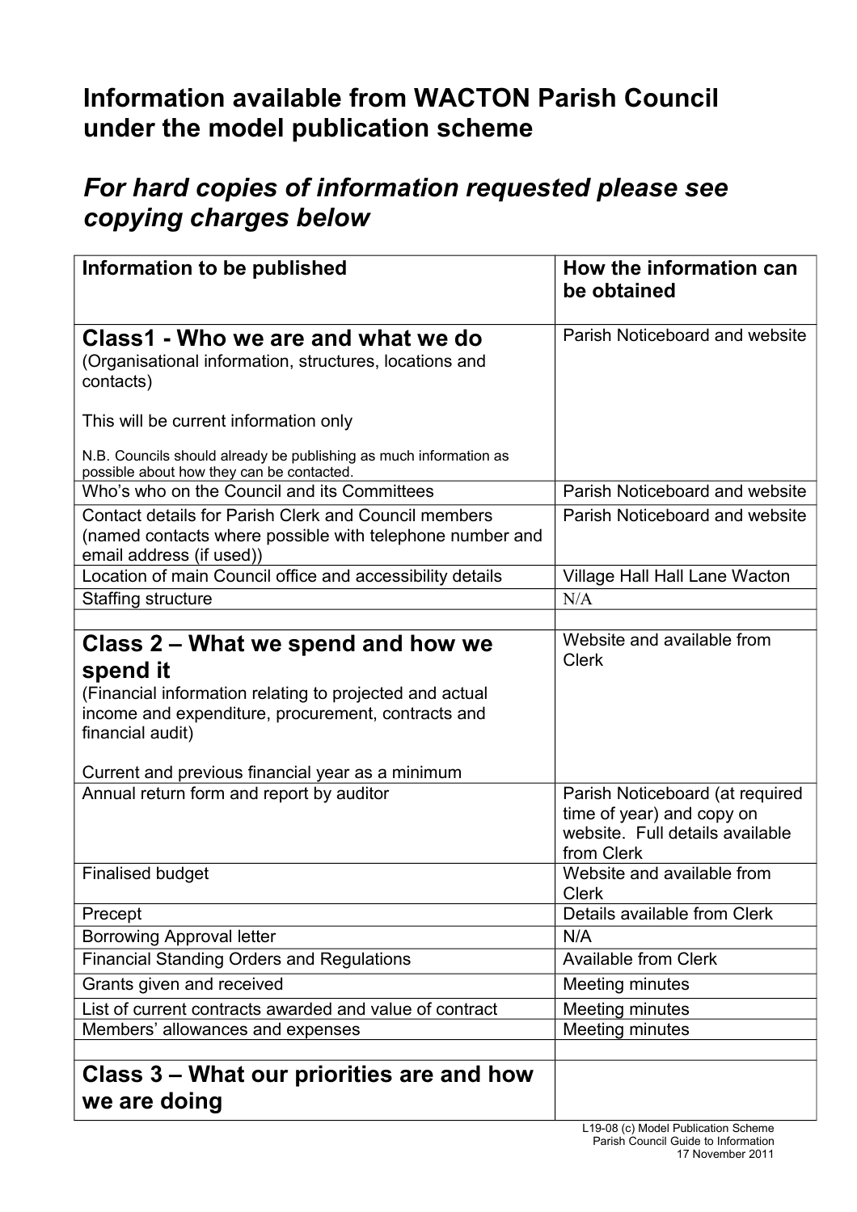# Information available from WACTON Parish Council under the model publication scheme

## *For hard copies of information requested please see copying charges below*

| Information to be published | How the information can be obtained |
|---|---|
| **Class1 - Who we are and what we do**<br>(Organisational information, structures, locations and contacts)<br><br>This will be current information only<br><br>N.B. Councils should already be publishing as much information as possible about how they can be contacted. | Parish Noticeboard and website |
| Who's who on the Council and its Committees | Parish Noticeboard and website |
| Contact details for Parish Clerk and Council members (named contacts where possible with telephone number and email address (if used)) | Parish Noticeboard and website |
| Location of main Council office and accessibility details | Village Hall Hall Lane Wacton |
| Staffing structure | N/A |
| | |
| **Class 2 – What we spend and how we spend it**<br>(Financial information relating to projected and actual income and expenditure, procurement, contracts and financial audit)<br><br>Current and previous financial year as a minimum | Website and available from Clerk |
| Annual return form and report by auditor | Parish Noticeboard (at required time of year) and copy on website. Full details available from Clerk |
| Finalised budget | Website and available from Clerk |
| Precept | Details available from Clerk |
| Borrowing Approval letter | N/A |
| Financial Standing Orders and Regulations | Available from Clerk |
| Grants given and received | Meeting minutes |
| List of current contracts awarded and value of contract | Meeting minutes |
| Members' allowances and expenses | Meeting minutes |
| | |
| **Class 3 – What our priorities are and how we are doing** | |

L19-08 (c) Model Publication Scheme
Parish Council Guide to Information
17 November 2011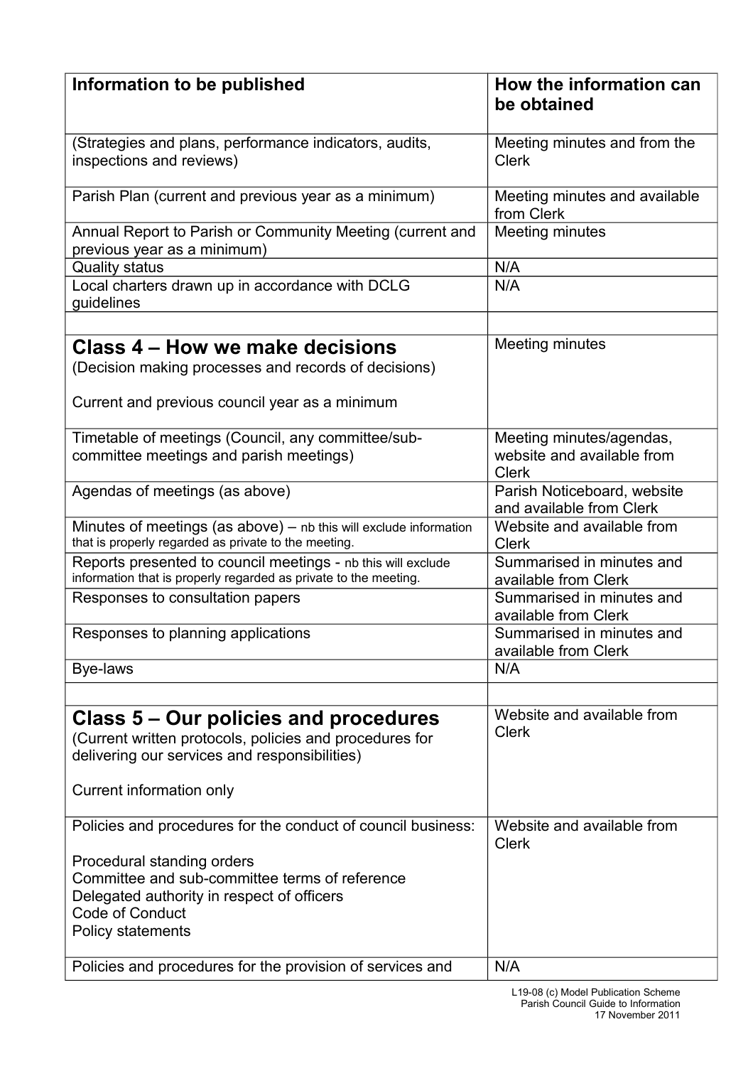| Information to be published | How the information can be obtained |
|---|---|
| (Strategies and plans, performance indicators, audits, inspections and reviews) | Meeting minutes and from the Clerk |
| Parish Plan (current and previous year as a minimum) | Meeting minutes and available from Clerk |
| Annual Report to Parish or Community Meeting (current and previous year as a minimum) | Meeting minutes |
| Quality status | N/A |
| Local charters drawn up in accordance with DCLG guidelines | N/A |
| | |
| **Class 4 – How we make decisions**<br>(Decision making processes and records of decisions)<br><br>Current and previous council year as a minimum | Meeting minutes |
| Timetable of meetings (Council, any committee/sub-committee meetings and parish meetings) | Meeting minutes/agendas, website and available from Clerk |
| Agendas of meetings (as above) | Parish Noticeboard, website and available from Clerk |
| Minutes of meetings (as above) – nb this will exclude information that is properly regarded as private to the meeting. | Website and available from Clerk |
| Reports presented to council meetings - nb this will exclude information that is properly regarded as private to the meeting. | Summarised in minutes and available from Clerk |
| Responses to consultation papers | Summarised in minutes and available from Clerk |
| Responses to planning applications | Summarised in minutes and available from Clerk |
| Bye-laws | N/A |
| | |
| **Class 5 – Our policies and procedures**<br>(Current written protocols, policies and procedures for delivering our services and responsibilities)<br><br>Current information only | Website and available from Clerk |
| Policies and procedures for the conduct of council business:<br><br>Procedural standing orders<br>Committee and sub-committee terms of reference<br>Delegated authority in respect of officers<br>Code of Conduct<br>Policy statements | Website and available from Clerk |
| Policies and procedures for the provision of services and | N/A |

L19-08 (c) Model Publication Scheme
Parish Council Guide to Information
17 November 2011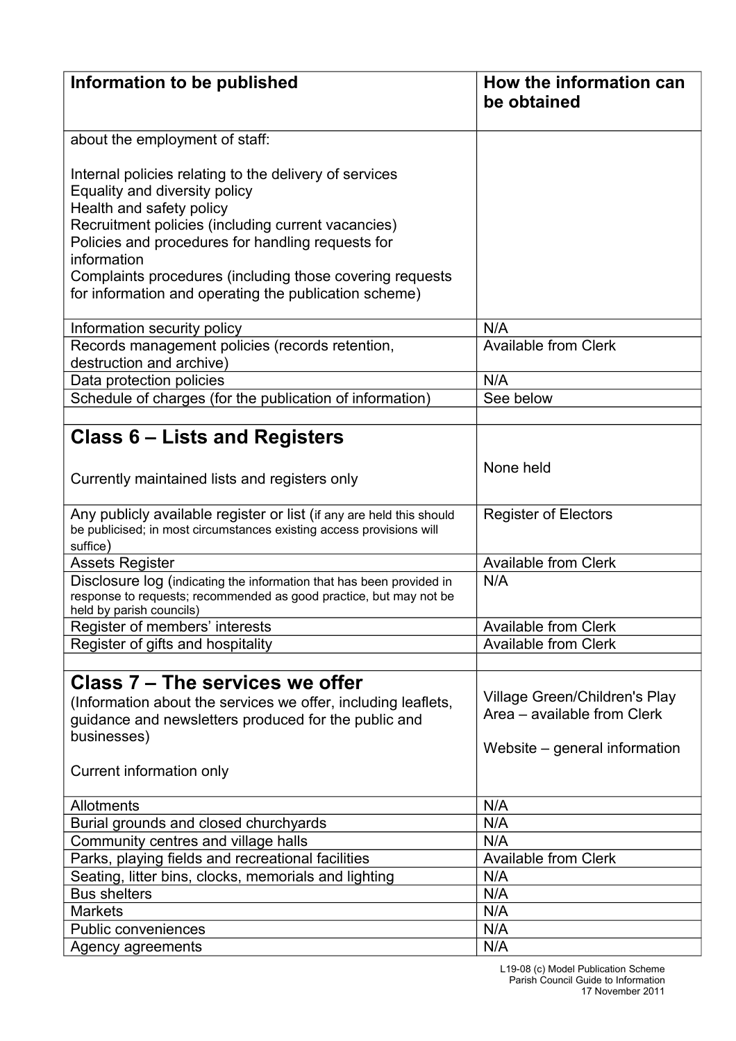| Information to be published | How the information can be obtained |
| --- | --- |
| about the employment of staff:<br><br>Internal policies relating to the delivery of services<br>Equality and diversity policy<br>Health and safety policy<br>Recruitment policies (including current vacancies)<br>Policies and procedures for handling requests for information<br>Complaints procedures (including those covering requests for information and operating the publication scheme) | |
| Information security policy | N/A |
| Records management policies (records retention, destruction and archive) | Available from Clerk |
| Data protection policies | N/A |
| Schedule of charges (for the publication of information) | See below |
| | |
| **Class 6 – Lists and Registers**<br><br>Currently maintained lists and registers only | None held |
| Any publicly available register or list (if any are held this should be publicised; in most circumstances existing access provisions will suffice) | Register of Electors |
| Assets Register | Available from Clerk |
| Disclosure log (indicating the information that has been provided in response to requests; recommended as good practice, but may not be held by parish councils) | N/A |
| Register of members' interests | Available from Clerk |
| Register of gifts and hospitality | Available from Clerk |
| | |
| **Class 7 – The services we offer**<br>(Information about the services we offer, including leaflets, guidance and newsletters produced for the public and businesses)<br><br>Current information only | Village Green/Children's Play Area – available from Clerk<br><br>Website – general information |
| Allotments | N/A |
| Burial grounds and closed churchyards | N/A |
| Community centres and village halls | N/A |
| Parks, playing fields and recreational facilities | Available from Clerk |
| Seating, litter bins, clocks, memorials and lighting | N/A |
| Bus shelters | N/A |
| Markets | N/A |
| Public conveniences | N/A |
| Agency agreements | N/A |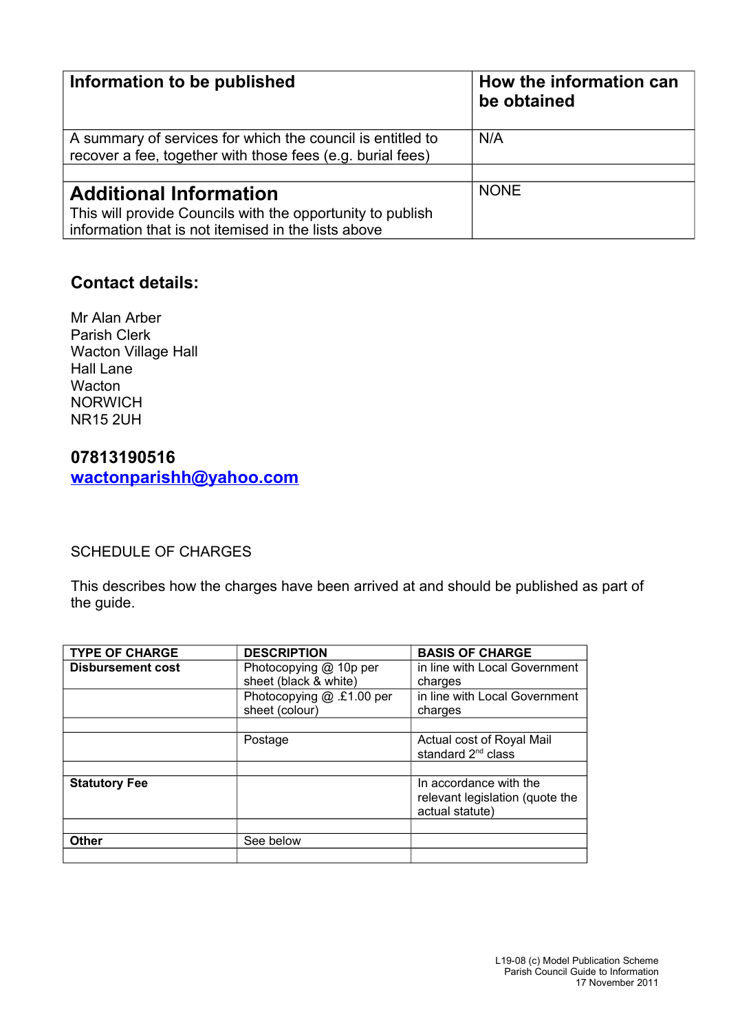| Information to be published | How the information can be obtained |
|---|---|
| A summary of services for which the council is entitled to recover a fee, together with those fees (e.g. burial fees) | N/A |
| | |
| **Additional Information**<br>This will provide Councils with the opportunity to publish information that is not itemised in the lists above | NONE |

## Contact details:

Mr Alan Arber
Parish Clerk
Wacton Village Hall
Hall Lane
Wacton
NORWICH
NR15 2UH

**07813190516**
**wactonparishh@yahoo.com**

SCHEDULE OF CHARGES

This describes how the charges have been arrived at and should be published as part of the guide.

| TYPE OF CHARGE | DESCRIPTION | BASIS OF CHARGE |
|---|---|---|
| **Disbursement cost** | Photocopying @ 10p per sheet (black & white) | in line with Local Government charges |
| | Photocopying @ .£1.00 per sheet (colour) | in line with Local Government charges |
| | | |
| | Postage | Actual cost of Royal Mail standard 2nd class |
| | | |
| **Statutory Fee** | | In accordance with the relevant legislation (quote the actual statute) |
| | | |
| **Other** | See below | |
| | | |